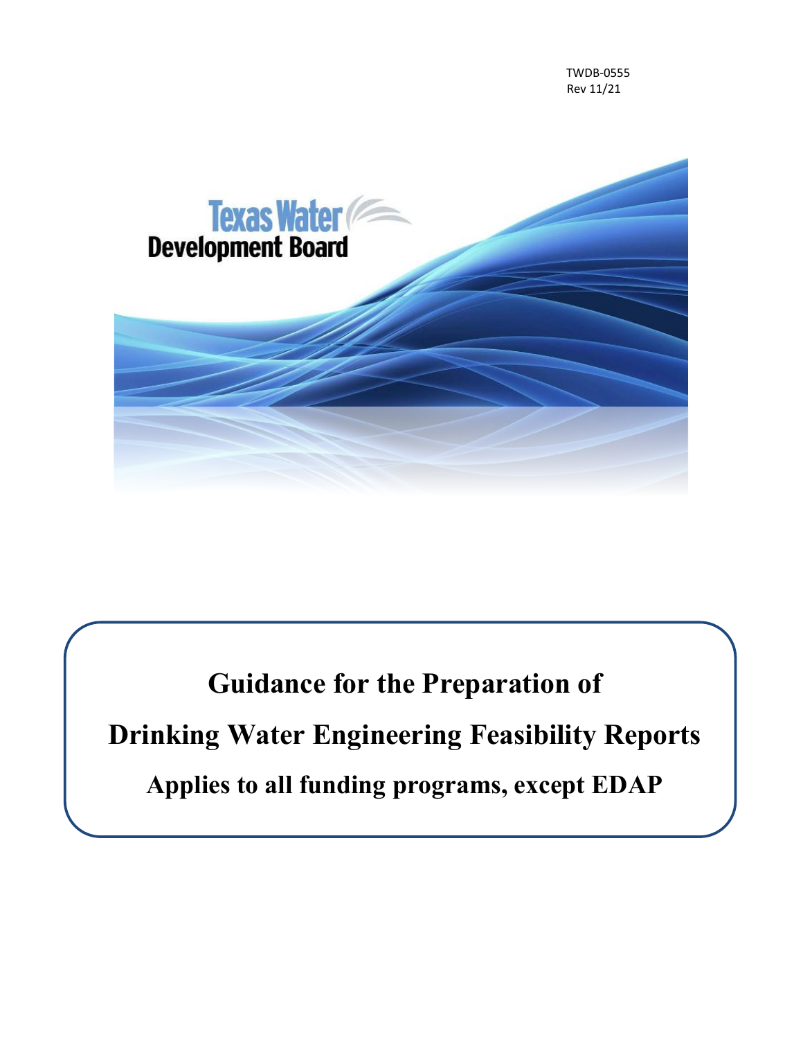TWDB-0555
Rev 11/21

Texas Water Development Board

# Guidance for the Preparation of

# Drinking Water Engineering Feasibility Reports

## Applies to all funding programs, except EDAP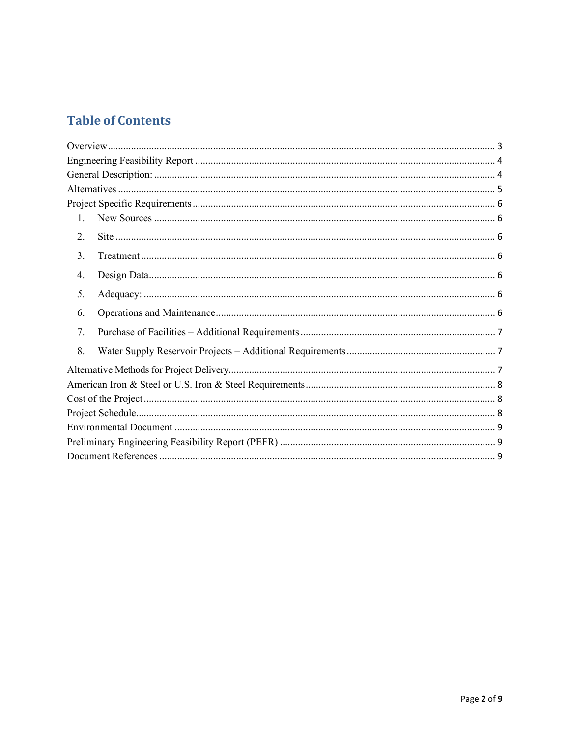# Table of Contents

Overview ..... 3
Engineering Feasibility Report ..... 4
General Description: ..... 4
Alternatives ..... 5
Project Specific Requirements ..... 6

1. New Sources ..... 6
2. Site ..... 6
3. Treatment ..... 6
4. Design Data ..... 6
5. Adequacy: ..... 6
6. Operations and Maintenance ..... 6
7. Purchase of Facilities – Additional Requirements ..... 7
8. Water Supply Reservoir Projects – Additional Requirements ..... 7

Alternative Methods for Project Delivery ..... 7
American Iron & Steel or U.S. Iron & Steel Requirements ..... 8
Cost of the Project ..... 8
Project Schedule ..... 8
Environmental Document ..... 9
Preliminary Engineering Feasibility Report (PEFR) ..... 9
Document References ..... 9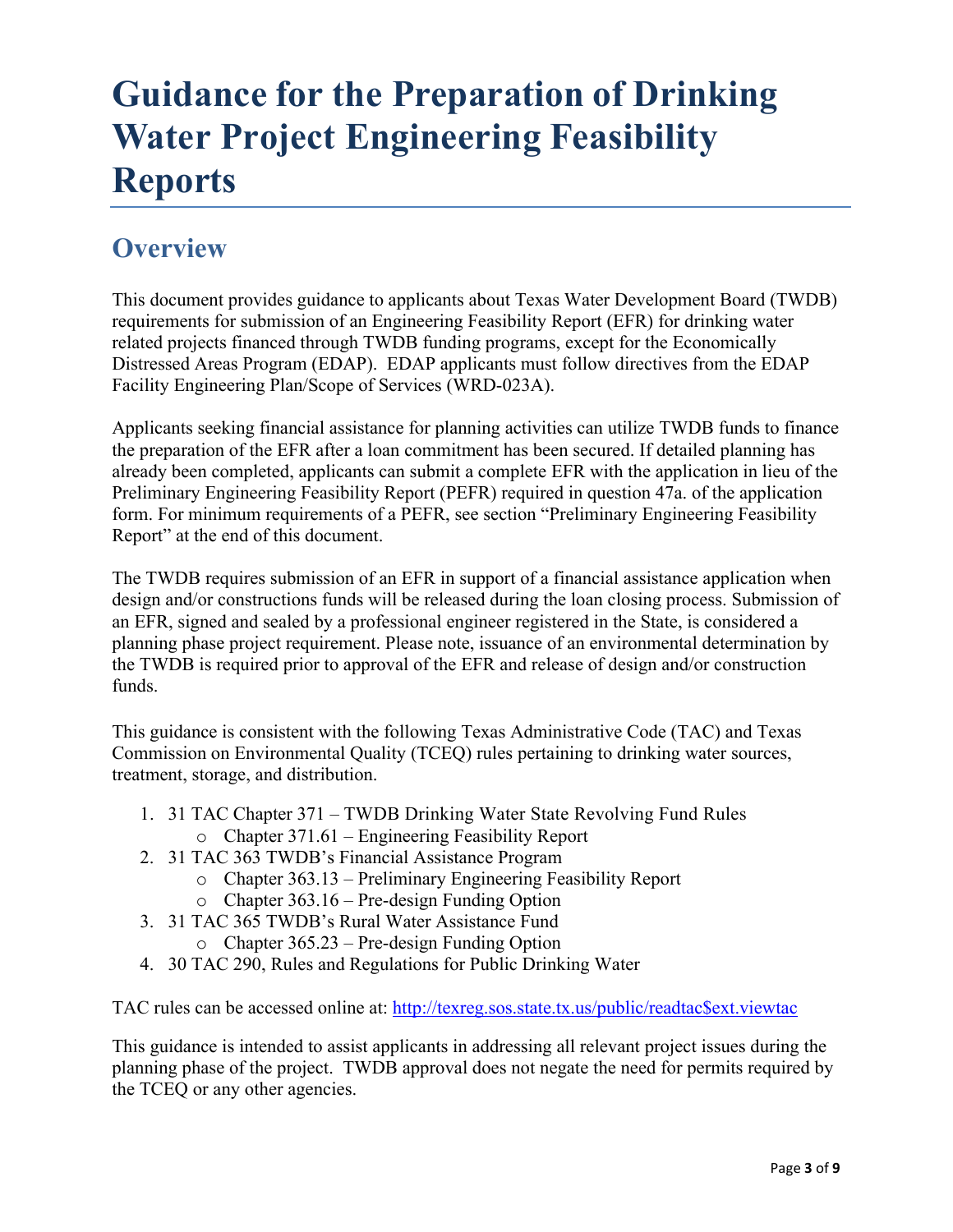# Guidance for the Preparation of Drinking Water Project Engineering Feasibility Reports

## Overview

This document provides guidance to applicants about Texas Water Development Board (TWDB) requirements for submission of an Engineering Feasibility Report (EFR) for drinking water related projects financed through TWDB funding programs, except for the Economically Distressed Areas Program (EDAP). EDAP applicants must follow directives from the EDAP Facility Engineering Plan/Scope of Services (WRD-023A).

Applicants seeking financial assistance for planning activities can utilize TWDB funds to finance the preparation of the EFR after a loan commitment has been secured. If detailed planning has already been completed, applicants can submit a complete EFR with the application in lieu of the Preliminary Engineering Feasibility Report (PEFR) required in question 47a. of the application form. For minimum requirements of a PEFR, see section "Preliminary Engineering Feasibility Report" at the end of this document.

The TWDB requires submission of an EFR in support of a financial assistance application when design and/or constructions funds will be released during the loan closing process. Submission of an EFR, signed and sealed by a professional engineer registered in the State, is considered a planning phase project requirement. Please note, issuance of an environmental determination by the TWDB is required prior to approval of the EFR and release of design and/or construction funds.

This guidance is consistent with the following Texas Administrative Code (TAC) and Texas Commission on Environmental Quality (TCEQ) rules pertaining to drinking water sources, treatment, storage, and distribution.

1. 31 TAC Chapter 371 – TWDB Drinking Water State Revolving Fund Rules
   - Chapter 371.61 – Engineering Feasibility Report
2. 31 TAC 363 TWDB's Financial Assistance Program
   - Chapter 363.13 – Preliminary Engineering Feasibility Report
   - Chapter 363.16 – Pre-design Funding Option
3. 31 TAC 365 TWDB's Rural Water Assistance Fund
   - Chapter 365.23 – Pre-design Funding Option
4. 30 TAC 290, Rules and Regulations for Public Drinking Water

TAC rules can be accessed online at: http://texreg.sos.state.tx.us/public/readtac$ext.viewtac

This guidance is intended to assist applicants in addressing all relevant project issues during the planning phase of the project. TWDB approval does not negate the need for permits required by the TCEQ or any other agencies.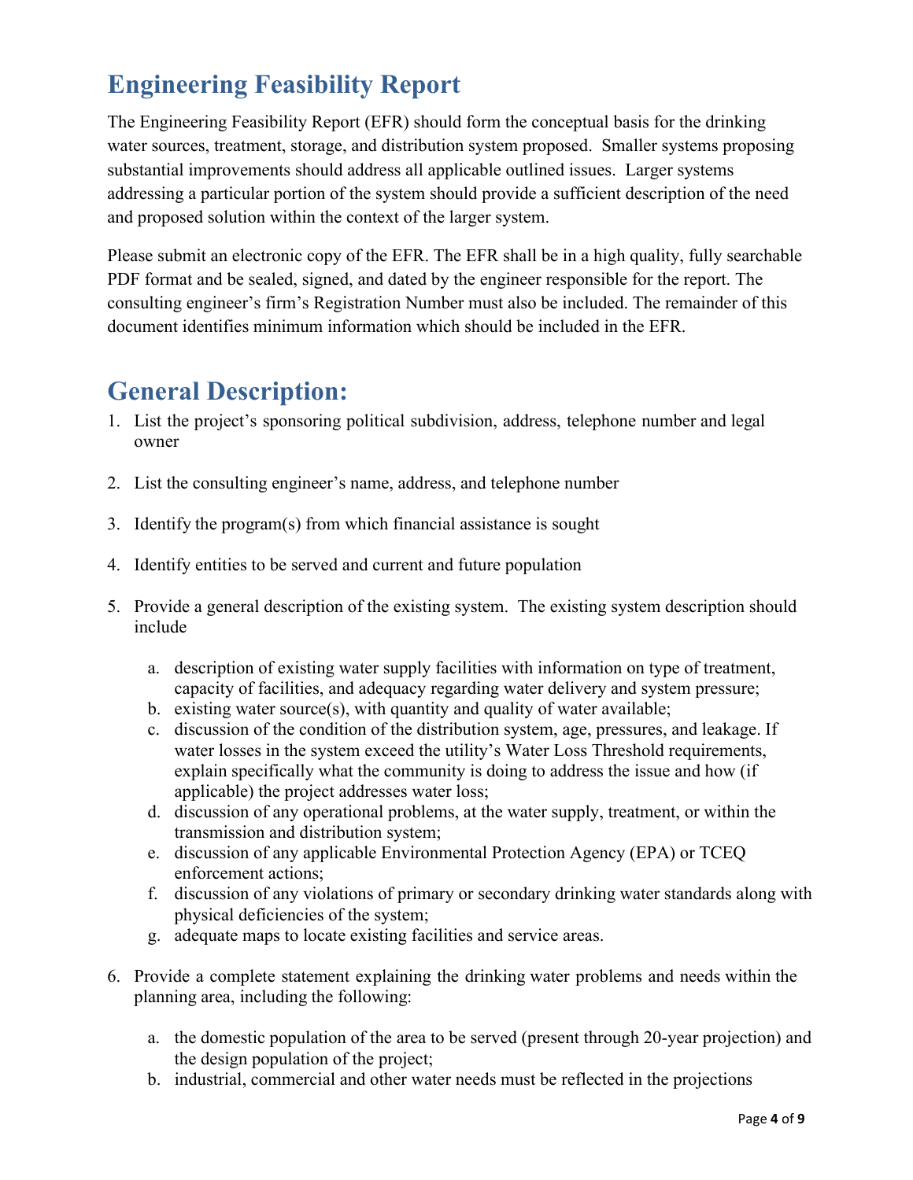# Engineering Feasibility Report

The Engineering Feasibility Report (EFR) should form the conceptual basis for the drinking water sources, treatment, storage, and distribution system proposed. Smaller systems proposing substantial improvements should address all applicable outlined issues. Larger systems addressing a particular portion of the system should provide a sufficient description of the need and proposed solution within the context of the larger system.

Please submit an electronic copy of the EFR. The EFR shall be in a high quality, fully searchable PDF format and be sealed, signed, and dated by the engineer responsible for the report. The consulting engineer's firm's Registration Number must also be included. The remainder of this document identifies minimum information which should be included in the EFR.

# General Description:

1. List the project's sponsoring political subdivision, address, telephone number and legal owner

2. List the consulting engineer's name, address, and telephone number

3. Identify the program(s) from which financial assistance is sought

4. Identify entities to be served and current and future population

5. Provide a general description of the existing system. The existing system description should include

   a. description of existing water supply facilities with information on type of treatment, capacity of facilities, and adequacy regarding water delivery and system pressure;
   b. existing water source(s), with quantity and quality of water available;
   c. discussion of the condition of the distribution system, age, pressures, and leakage. If water losses in the system exceed the utility's Water Loss Threshold requirements, explain specifically what the community is doing to address the issue and how (if applicable) the project addresses water loss;
   d. discussion of any operational problems, at the water supply, treatment, or within the transmission and distribution system;
   e. discussion of any applicable Environmental Protection Agency (EPA) or TCEQ enforcement actions;
   f. discussion of any violations of primary or secondary drinking water standards along with physical deficiencies of the system;
   g. adequate maps to locate existing facilities and service areas.

6. Provide a complete statement explaining the drinking water problems and needs within the planning area, including the following:

   a. the domestic population of the area to be served (present through 20-year projection) and the design population of the project;
   b. industrial, commercial and other water needs must be reflected in the projections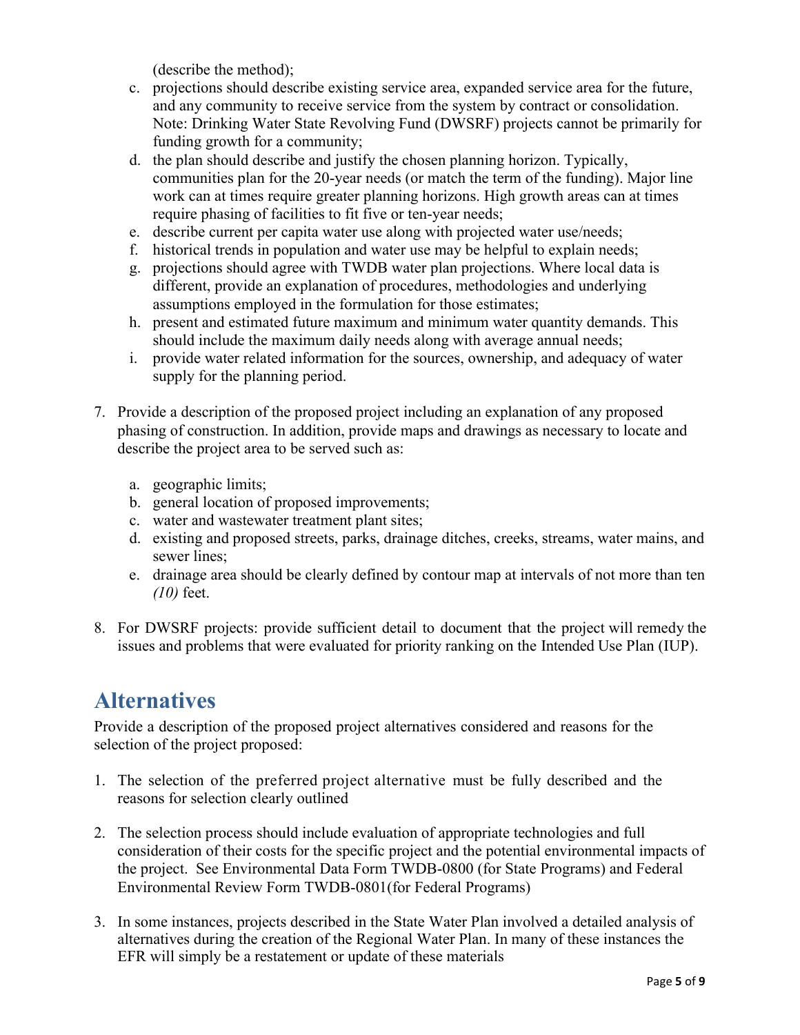(describe the method);

c. projections should describe existing service area, expanded service area for the future, and any community to receive service from the system by contract or consolidation. Note: Drinking Water State Revolving Fund (DWSRF) projects cannot be primarily for funding growth for a community;
d. the plan should describe and justify the chosen planning horizon. Typically, communities plan for the 20-year needs (or match the term of the funding). Major line work can at times require greater planning horizons. High growth areas can at times require phasing of facilities to fit five or ten-year needs;
e. describe current per capita water use along with projected water use/needs;
f. historical trends in population and water use may be helpful to explain needs;
g. projections should agree with TWDB water plan projections. Where local data is different, provide an explanation of procedures, methodologies and underlying assumptions employed in the formulation for those estimates;
h. present and estimated future maximum and minimum water quantity demands. This should include the maximum daily needs along with average annual needs;
i. provide water related information for the sources, ownership, and adequacy of water supply for the planning period.

7. Provide a description of the proposed project including an explanation of any proposed phasing of construction. In addition, provide maps and drawings as necessary to locate and describe the project area to be served such as:

   a. geographic limits;
   b. general location of proposed improvements;
   c. water and wastewater treatment plant sites;
   d. existing and proposed streets, parks, drainage ditches, creeks, streams, water mains, and sewer lines;
   e. drainage area should be clearly defined by contour map at intervals of not more than ten *(10)* feet.

8. For DWSRF projects: provide sufficient detail to document that the project will remedy the issues and problems that were evaluated for priority ranking on the Intended Use Plan (IUP).

## Alternatives

Provide a description of the proposed project alternatives considered and reasons for the selection of the project proposed:

1. The selection of the preferred project alternative must be fully described and the reasons for selection clearly outlined

2. The selection process should include evaluation of appropriate technologies and full consideration of their costs for the specific project and the potential environmental impacts of the project. See Environmental Data Form TWDB-0800 (for State Programs) and Federal Environmental Review Form TWDB-0801(for Federal Programs)

3. In some instances, projects described in the State Water Plan involved a detailed analysis of alternatives during the creation of the Regional Water Plan. In many of these instances the EFR will simply be a restatement or update of these materials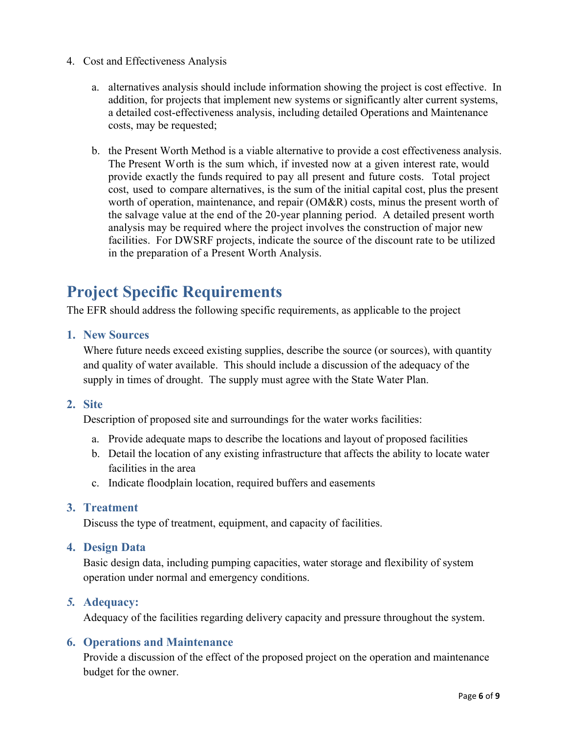4. Cost and Effectiveness Analysis

   a. alternatives analysis should include information showing the project is cost effective. In addition, for projects that implement new systems or significantly alter current systems, a detailed cost-effectiveness analysis, including detailed Operations and Maintenance costs, may be requested;

   b. the Present Worth Method is a viable alternative to provide a cost effectiveness analysis. The Present Worth is the sum which, if invested now at a given interest rate, would provide exactly the funds required to pay all present and future costs. Total project cost, used to compare alternatives, is the sum of the initial capital cost, plus the present worth of operation, maintenance, and repair (OM&R) costs, minus the present worth of the salvage value at the end of the 20-year planning period. A detailed present worth analysis may be required where the project involves the construction of major new facilities. For DWSRF projects, indicate the source of the discount rate to be utilized in the preparation of a Present Worth Analysis.

# Project Specific Requirements

The EFR should address the following specific requirements, as applicable to the project

### 1. New Sources

Where future needs exceed existing supplies, describe the source (or sources), with quantity and quality of water available. This should include a discussion of the adequacy of the supply in times of drought. The supply must agree with the State Water Plan.

### 2. Site

Description of proposed site and surroundings for the water works facilities:

a. Provide adequate maps to describe the locations and layout of proposed facilities
b. Detail the location of any existing infrastructure that affects the ability to locate water facilities in the area
c. Indicate floodplain location, required buffers and easements

### 3. Treatment

Discuss the type of treatment, equipment, and capacity of facilities.

### 4. Design Data

Basic design data, including pumping capacities, water storage and flexibility of system operation under normal and emergency conditions.

### *5.* Adequacy:

Adequacy of the facilities regarding delivery capacity and pressure throughout the system.

### 6. Operations and Maintenance

Provide a discussion of the effect of the proposed project on the operation and maintenance budget for the owner.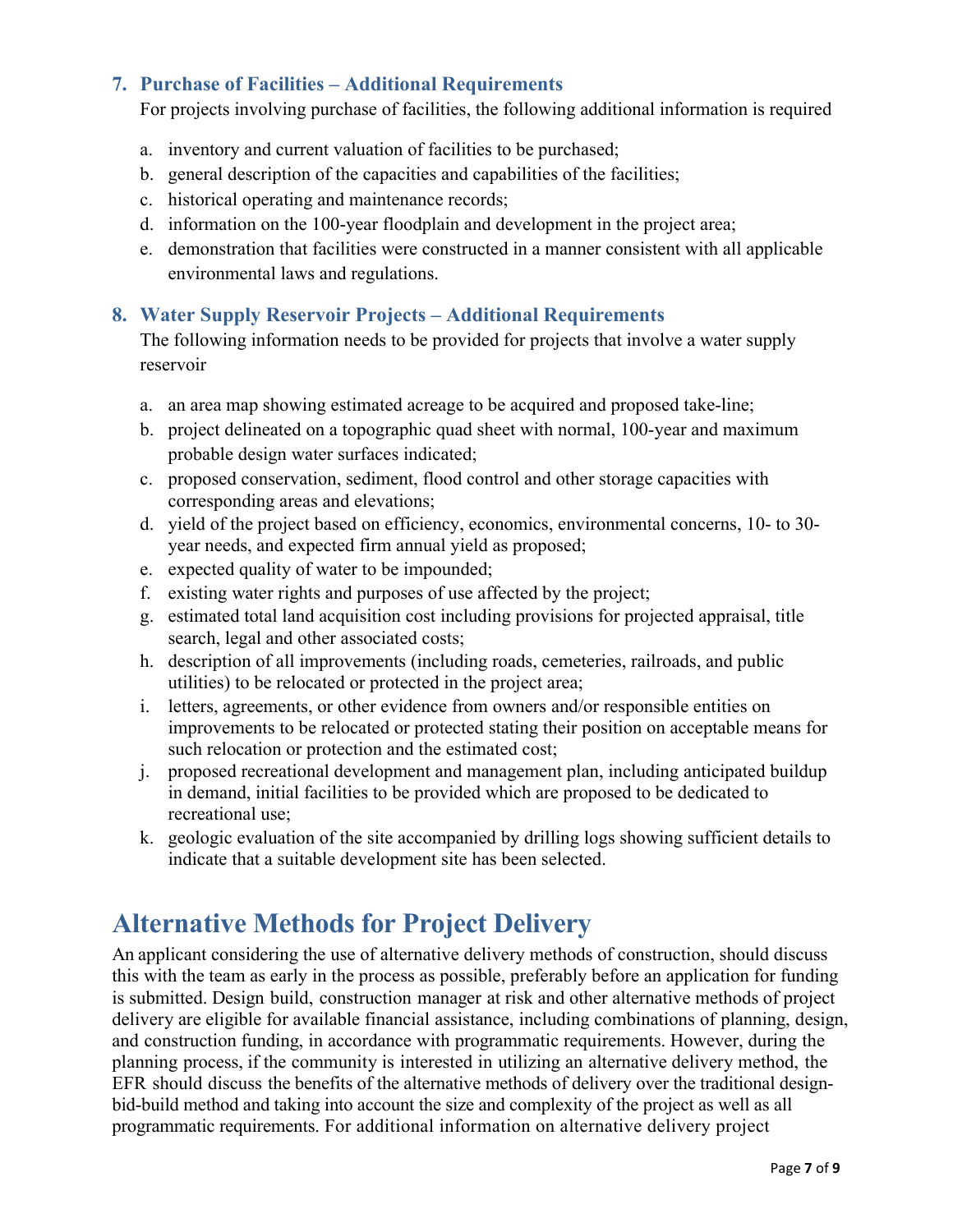### 7. Purchase of Facilities – Additional Requirements

For projects involving purchase of facilities, the following additional information is required

a. inventory and current valuation of facilities to be purchased;
b. general description of the capacities and capabilities of the facilities;
c. historical operating and maintenance records;
d. information on the 100-year floodplain and development in the project area;
e. demonstration that facilities were constructed in a manner consistent with all applicable environmental laws and regulations.

### 8. Water Supply Reservoir Projects – Additional Requirements

The following information needs to be provided for projects that involve a water supply reservoir

a. an area map showing estimated acreage to be acquired and proposed take-line;
b. project delineated on a topographic quad sheet with normal, 100-year and maximum probable design water surfaces indicated;
c. proposed conservation, sediment, flood control and other storage capacities with corresponding areas and elevations;
d. yield of the project based on efficiency, economics, environmental concerns, 10- to 30-year needs, and expected firm annual yield as proposed;
e. expected quality of water to be impounded;
f. existing water rights and purposes of use affected by the project;
g. estimated total land acquisition cost including provisions for projected appraisal, title search, legal and other associated costs;
h. description of all improvements (including roads, cemeteries, railroads, and public utilities) to be relocated or protected in the project area;
i. letters, agreements, or other evidence from owners and/or responsible entities on improvements to be relocated or protected stating their position on acceptable means for such relocation or protection and the estimated cost;
j. proposed recreational development and management plan, including anticipated buildup in demand, initial facilities to be provided which are proposed to be dedicated to recreational use;
k. geologic evaluation of the site accompanied by drilling logs showing sufficient details to indicate that a suitable development site has been selected.

# Alternative Methods for Project Delivery

An applicant considering the use of alternative delivery methods of construction, should discuss this with the team as early in the process as possible, preferably before an application for funding is submitted. Design build, construction manager at risk and other alternative methods of project delivery are eligible for available financial assistance, including combinations of planning, design, and construction funding, in accordance with programmatic requirements. However, during the planning process, if the community is interested in utilizing an alternative delivery method, the EFR should discuss the benefits of the alternative methods of delivery over the traditional design-bid-build method and taking into account the size and complexity of the project as well as all programmatic requirements. For additional information on alternative delivery project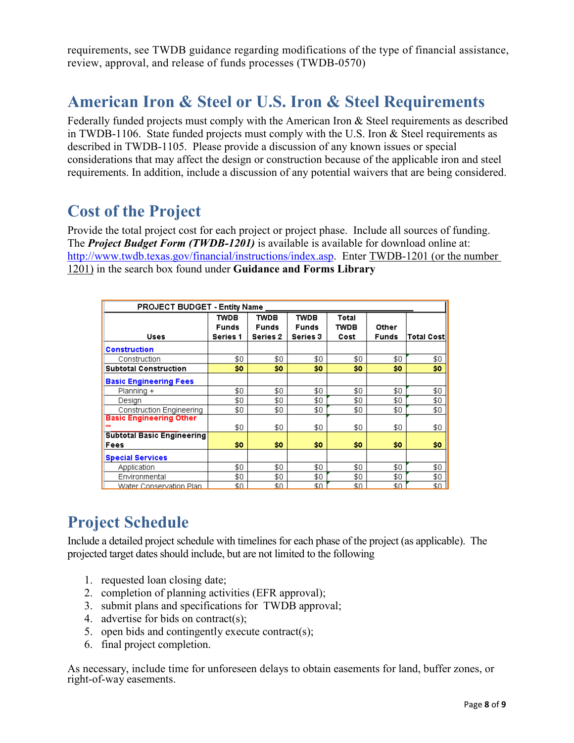requirements, see TWDB guidance regarding modifications of the type of financial assistance, review, approval, and release of funds processes (TWDB-0570)

## American Iron & Steel or U.S. Iron & Steel Requirements

Federally funded projects must comply with the American Iron & Steel requirements as described in TWDB-1106. State funded projects must comply with the U.S. Iron & Steel requirements as described in TWDB-1105. Please provide a discussion of any known issues or special considerations that may affect the design or construction because of the applicable iron and steel requirements. In addition, include a discussion of any potential waivers that are being considered.

## Cost of the Project

Provide the total project cost for each project or project phase. Include all sources of funding. The ***Project Budget Form (TWDB-1201)*** is available is available for download online at: http://www.twdb.texas.gov/financial/instructions/index.asp. Enter TWDB-1201 (or the number 1201) in the search box found under **Guidance and Forms Library**

| PROJECT BUDGET - Entity Name ___ | | | | | | |
|---|---|---|---|---|---|---|
| **Uses** | **TWDB Funds Series 1** | **TWDB Funds Series 2** | **TWDB Funds Series 3** | **Total TWDB Cost** | **Other Funds** | **Total Cost** |
| **Construction** | | | | | | |
| Construction | $0 | $0 | $0 | $0 | $0 | $0 |
| **Subtotal Construction** | **$0** | **$0** | **$0** | **$0** | **$0** | **$0** |
| **Basic Engineering Fees** | | | | | | |
| Planning + | $0 | $0 | $0 | $0 | $0 | $0 |
| Design | $0 | $0 | $0 | $0 | $0 | $0 |
| Construction Engineering | $0 | $0 | $0 | $0 | $0 | $0 |
| **Basic Engineering Other** ** | $0 | $0 | $0 | $0 | $0 | $0 |
| **Subtotal Basic Engineering Fees** | **$0** | **$0** | **$0** | **$0** | **$0** | **$0** |
| **Special Services** | | | | | | |
| Application | $0 | $0 | $0 | $0 | $0 | $0 |
| Environmental | $0 | $0 | $0 | $0 | $0 | $0 |
| Water Conservation Plan | $0 | $0 | $0 | $0 | $0 | $0 |

## Project Schedule

Include a detailed project schedule with timelines for each phase of the project (as applicable). The projected target dates should include, but are not limited to the following

1. requested loan closing date;
2. completion of planning activities (EFR approval);
3. submit plans and specifications for TWDB approval;
4. advertise for bids on contract(s);
5. open bids and contingently execute contract(s);
6. final project completion.

As necessary, include time for unforeseen delays to obtain easements for land, buffer zones, or right-of-way easements.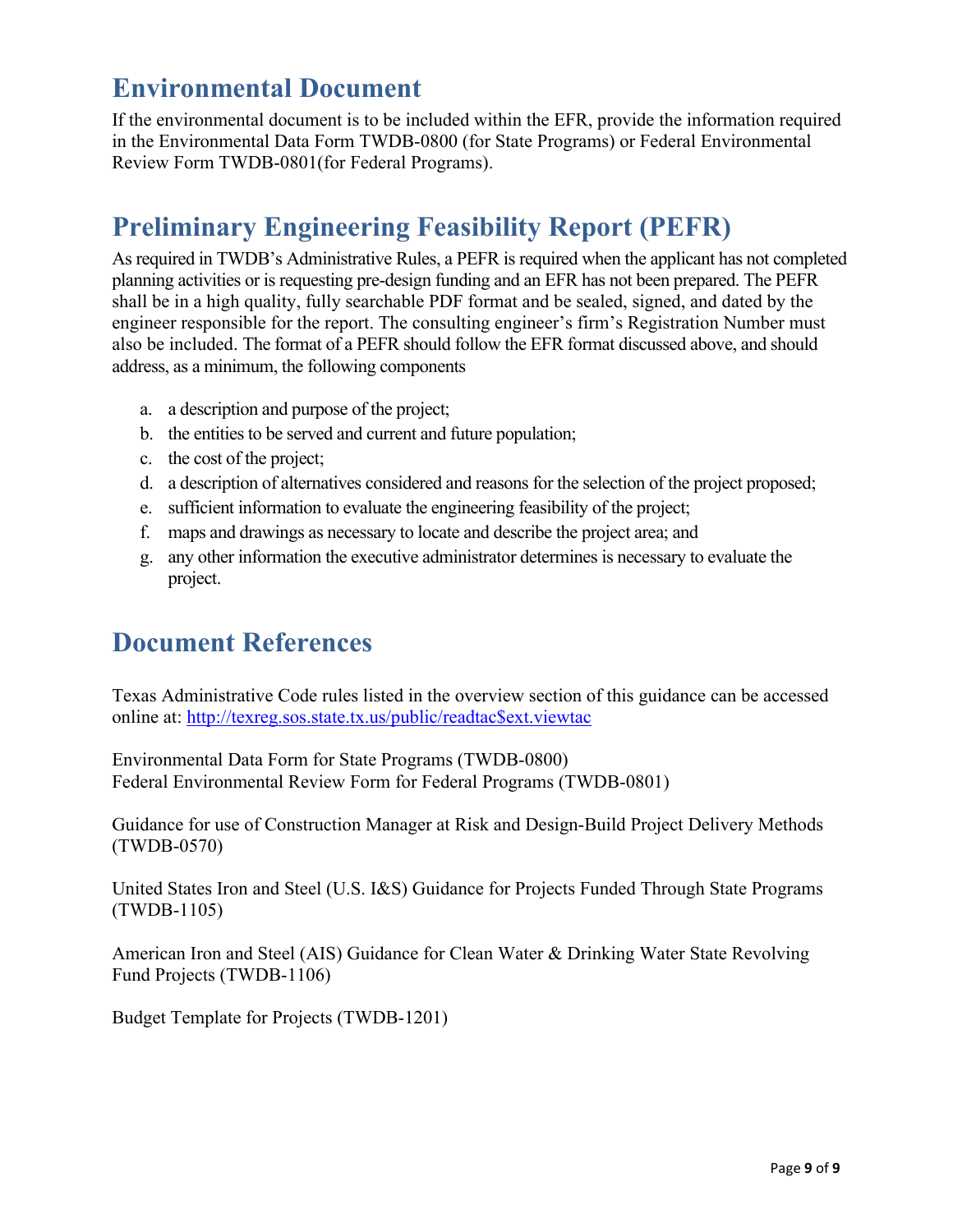## Environmental Document

If the environmental document is to be included within the EFR, provide the information required in the Environmental Data Form TWDB-0800 (for State Programs) or Federal Environmental Review Form TWDB-0801(for Federal Programs).

## Preliminary Engineering Feasibility Report (PEFR)

As required in TWDB's Administrative Rules, a PEFR is required when the applicant has not completed planning activities or is requesting pre-design funding and an EFR has not been prepared. The PEFR shall be in a high quality, fully searchable PDF format and be sealed, signed, and dated by the engineer responsible for the report. The consulting engineer's firm's Registration Number must also be included. The format of a PEFR should follow the EFR format discussed above, and should address, as a minimum, the following components

a. a description and purpose of the project;
b. the entities to be served and current and future population;
c. the cost of the project;
d. a description of alternatives considered and reasons for the selection of the project proposed;
e. sufficient information to evaluate the engineering feasibility of the project;
f. maps and drawings as necessary to locate and describe the project area; and
g. any other information the executive administrator determines is necessary to evaluate the project.

## Document References

Texas Administrative Code rules listed in the overview section of this guidance can be accessed online at: http://texreg.sos.state.tx.us/public/readtac$ext.viewtac

Environmental Data Form for State Programs (TWDB-0800)
Federal Environmental Review Form for Federal Programs (TWDB-0801)

Guidance for use of Construction Manager at Risk and Design-Build Project Delivery Methods (TWDB-0570)

United States Iron and Steel (U.S. I&S) Guidance for Projects Funded Through State Programs (TWDB-1105)

American Iron and Steel (AIS) Guidance for Clean Water & Drinking Water State Revolving Fund Projects (TWDB-1106)

Budget Template for Projects (TWDB-1201)